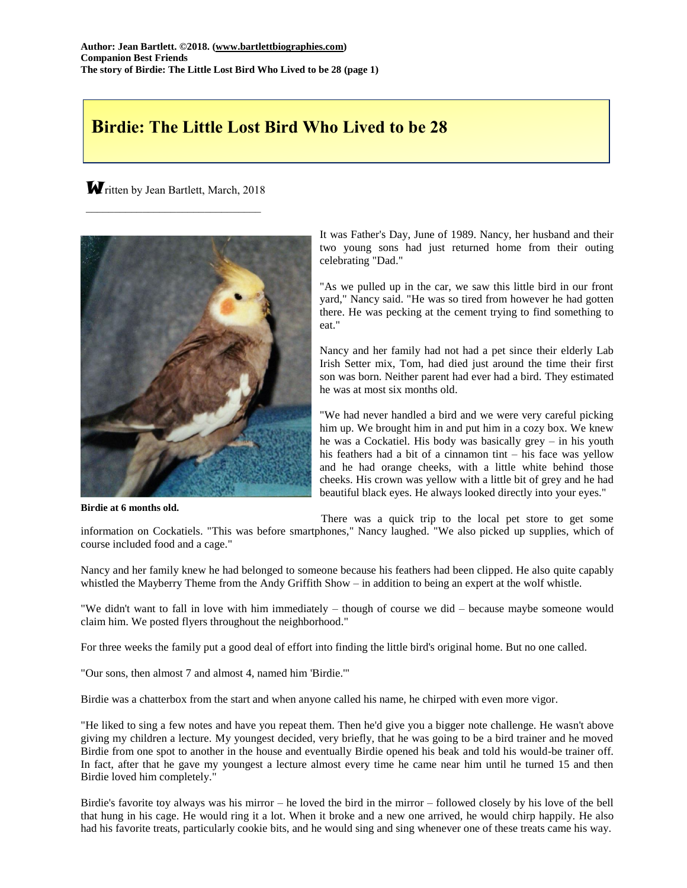**Author: Jean Bartlett. ©2018. (www.bartlettbiographies.com)**
**Companion Best Friends**
**The story of Birdie: The Little Lost Bird Who Lived to be 28 (page 1)**

# Birdie: The Little Lost Bird Who Lived to be 28

Written by Jean Bartlett, March, 2018

---

It was Father's Day, June of 1989. Nancy, her husband and their two young sons had just returned home from their outing celebrating "Dad."

"As we pulled up in the car, we saw this little bird in our front yard," Nancy said. "He was so tired from however he had gotten there. He was pecking at the cement trying to find something to eat."

Nancy and her family had not had a pet since their elderly Lab Irish Setter mix, Tom, had died just around the time their first son was born. Neither parent had ever had a bird. They estimated he was at most six months old.

"We had never handled a bird and we were very careful picking him up. We brought him in and put him in a cozy box. We knew he was a Cockatiel. His body was basically grey – in his youth his feathers had a bit of a cinnamon tint – his face was yellow and he had orange cheeks, with a little white behind those cheeks. His crown was yellow with a little bit of grey and he had beautiful black eyes. He always looked directly into your eyes."

**Birdie at 6 months old.**

There was a quick trip to the local pet store to get some information on Cockatiels. "This was before smartphones," Nancy laughed. "We also picked up supplies, which of course included food and a cage."

Nancy and her family knew he had belonged to someone because his feathers had been clipped. He also quite capably whistled the Mayberry Theme from the Andy Griffith Show – in addition to being an expert at the wolf whistle.

"We didn't want to fall in love with him immediately – though of course we did – because maybe someone would claim him. We posted flyers throughout the neighborhood."

For three weeks the family put a good deal of effort into finding the little bird's original home. But no one called.

"Our sons, then almost 7 and almost 4, named him 'Birdie.'"

Birdie was a chatterbox from the start and when anyone called his name, he chirped with even more vigor.

"He liked to sing a few notes and have you repeat them. Then he'd give you a bigger note challenge. He wasn't above giving my children a lecture. My youngest decided, very briefly, that he was going to be a bird trainer and he moved Birdie from one spot to another in the house and eventually Birdie opened his beak and told his would-be trainer off. In fact, after that he gave my youngest a lecture almost every time he came near him until he turned 15 and then Birdie loved him completely."

Birdie's favorite toy always was his mirror – he loved the bird in the mirror – followed closely by his love of the bell that hung in his cage. He would ring it a lot. When it broke and a new one arrived, he would chirp happily. He also had his favorite treats, particularly cookie bits, and he would sing and sing whenever one of these treats came his way.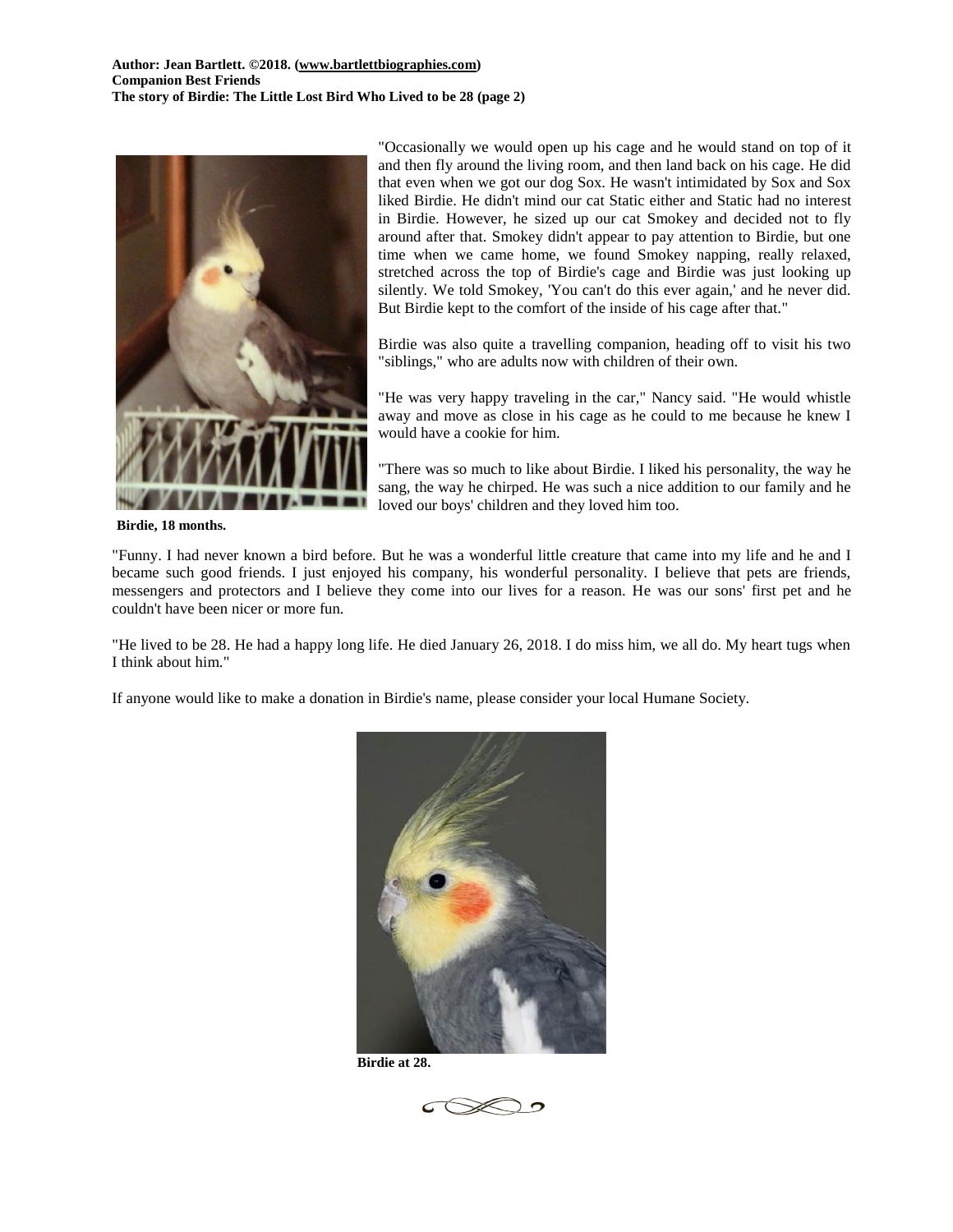"Occasionally we would open up his cage and he would stand on top of it and then fly around the living room, and then land back on his cage. He did that even when we got our dog Sox. He wasn't intimidated by Sox and Sox liked Birdie. He didn't mind our cat Static either and Static had no interest in Birdie. However, he sized up our cat Smokey and decided not to fly around after that. Smokey didn't appear to pay attention to Birdie, but one time when we came home, we found Smokey napping, really relaxed, stretched across the top of Birdie's cage and Birdie was just looking up silently. We told Smokey, 'You can't do this ever again,' and he never did. But Birdie kept to the comfort of the inside of his cage after that."

Birdie was also quite a travelling companion, heading off to visit his two "siblings," who are adults now with children of their own.

"He was very happy traveling in the car," Nancy said. "He would whistle away and move as close in his cage as he could to me because he knew I would have a cookie for him.

"There was so much to like about Birdie. I liked his personality, the way he sang, the way he chirped. He was such a nice addition to our family and he loved our boys' children and they loved him too.

**Birdie, 18 months.**

"Funny. I had never known a bird before. But he was a wonderful little creature that came into my life and he and I became such good friends. I just enjoyed his company, his wonderful personality. I believe that pets are friends, messengers and protectors and I believe they come into our lives for a reason. He was our sons' first pet and he couldn't have been nicer or more fun.

"He lived to be 28. He had a happy long life. He died January 26, 2018. I do miss him, we all do. My heart tugs when I think about him."

If anyone would like to make a donation in Birdie's name, please consider your local Humane Society.

**Birdie at 28.**